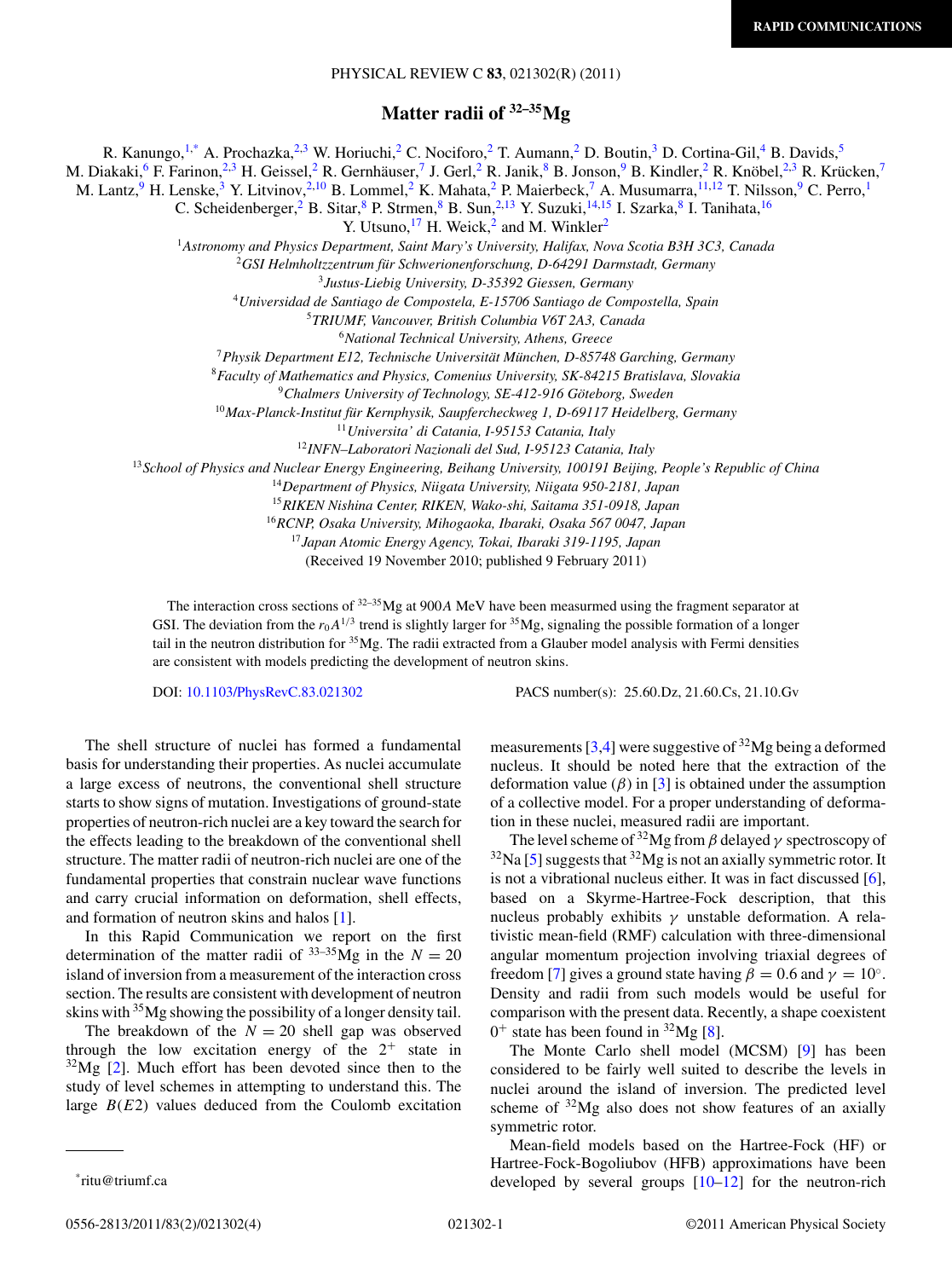RAPID COMMUNICATIONS

# Matter radii of $^{32-35}$Mg

R. Kanungo,[1,*] A. Prochazka,[2,3] W. Horiuchi,[2] C. Nociforo,[2] T. Aumann,[2] D. Boutin,[3] D. Cortina-Gil,[4] B. Davids,[5] M. Diakaki,[6] F. Farinon,[2,3] H. Geissel,[2] R. Gernhäuser,[7] J. Gerl,[2] R. Janik,[8] B. Jonson,[9] B. Kindler,[2] R. Knöbel,[2,3] R. Krücken,[7] M. Lantz,[9] H. Lenske,[3] Y. Litvinov,[2,10] B. Lommel,[2] K. Mahata,[2] P. Maierbeck,[7] A. Musumarra,[11,12] T. Nilsson,[9] C. Perro,[1] C. Scheidenberger,[2] B. Sitar,[8] P. Strmen,[8] B. Sun,[2,13] Y. Suzuki,[14,15] I. Szarka,[8] I. Tanihata,[16] Y. Utsuno,[17] H. Weick,[2] and M. Winkler[2]

[1]*Astronomy and Physics Department, Saint Mary's University, Halifax, Nova Scotia B3H 3C3, Canada*
[2]*GSI Helmholtzzentrum für Schwerionenforschung, D-64291 Darmstadt, Germany*
[3]*Justus-Liebig University, D-35392 Giessen, Germany*
[4]*Universidad de Santiago de Compostela, E-15706 Santiago de Compostela, Spain*
[5]*TRIUMF, Vancouver, British Columbia V6T 2A3, Canada*
[6]*National Technical University, Athens, Greece*
[7]*Physik Department E12, Technische Universität München, D-85748 Garching, Germany*
[8]*Faculty of Mathematics and Physics, Comenius University, SK-84215 Bratislava, Slovakia*
[9]*Chalmers University of Technology, SE-412-916 Göteborg, Sweden*
[10]*Max-Planck-Institut für Kernphysik, Saupfercheckweg 1, D-69117 Heidelberg, Germany*
[11]*Universita' di Catania, I-95153 Catania, Italy*
[12]*INFN–Laboratori Nazionali del Sud, I-95123 Catania, Italy*
[13]*School of Physics and Nuclear Energy Engineering, Beihang University, 100191 Beijing, People's Republic of China*
[14]*Department of Physics, Niigata University, Niigata 950-2181, Japan*
[15]*RIKEN Nishina Center, RIKEN, Wako-shi, Saitama 351-0918, Japan*
[16]*RCNP, Osaka University, Mihogaoka, Ibaraki, Osaka 567 0047, Japan*
[17]*Japan Atomic Energy Agency, Tokai, Ibaraki 319-1195, Japan*

(Received 19 November 2010; published 9 February 2011)

The interaction cross sections of $^{32-35}$Mg at 900*A* MeV have been measurmed using the fragment separator at GSI. The deviation from the $r_0 A^{1/3}$ trend is slightly larger for $^{35}$Mg, signaling the possible formation of a longer tail in the neutron distribution for $^{35}$Mg. The radii extracted from a Glauber model analysis with Fermi densities are consistent with models predicting the development of neutron skins.

DOI: 10.1103/PhysRevC.83.021302 PACS number(s): 25.60.Dz, 21.60.Cs, 21.10.Gv

The shell structure of nuclei has formed a fundamental basis for understanding their properties. As nuclei accumulate a large excess of neutrons, the conventional shell structure starts to show signs of mutation. Investigations of ground-state properties of neutron-rich nuclei are a key toward the search for the effects leading to the breakdown of the conventional shell structure. The matter radii of neutron-rich nuclei are one of the fundamental properties that constrain nuclear wave functions and carry crucial information on deformation, shell effects, and formation of neutron skins and halos [1].

In this Rapid Communication we report on the first determination of the matter radii of $^{33-35}$Mg in the $N = 20$ island of inversion from a measurement of the interaction cross section. The results are consistent with development of neutron skins with $^{35}$Mg showing the possibility of a longer density tail.

The breakdown of the $N = 20$ shell gap was observed through the low excitation energy of the $2^+$ state in $^{32}$Mg [2]. Much effort has been devoted since then to the study of level schemes in attempting to understand this. The large $B(E2)$ values deduced from the Coulomb excitation measurements [3,4] were suggestive of $^{32}$Mg being a deformed nucleus. It should be noted here that the extraction of the deformation value ($\beta$) in [3] is obtained under the assumption of a collective model. For a proper understanding of deformation in these nuclei, measured radii are important.

The level scheme of $^{32}$Mg from $\beta$ delayed $\gamma$ spectroscopy of $^{32}$Na [5] suggests that $^{32}$Mg is not an axially symmetric rotor. It is not a vibrational nucleus either. It was in fact discussed [6], based on a Skyrme-Hartree-Fock description, that this nucleus probably exhibits $\gamma$ unstable deformation. A relativistic mean-field (RMF) calculation with three-dimensional angular momentum projection involving triaxial degrees of freedom [7] gives a ground state having $\beta = 0.6$ and $\gamma = 10^\circ$. Density and radii from such models would be useful for comparison with the present data. Recently, a shape coexistent $0^+$ state has been found in $^{32}$Mg [8].

The Monte Carlo shell model (MCSM) [9] has been considered to be fairly well suited to describe the levels in nuclei around the island of inversion. The predicted level scheme of $^{32}$Mg also does not show features of an axially symmetric rotor.

Mean-field models based on the Hartree-Fock (HF) or Hartree-Fock-Bogoliubov (HFB) approximations have been developed by several groups [10–12] for the neutron-rich

*ritu@triumf.ca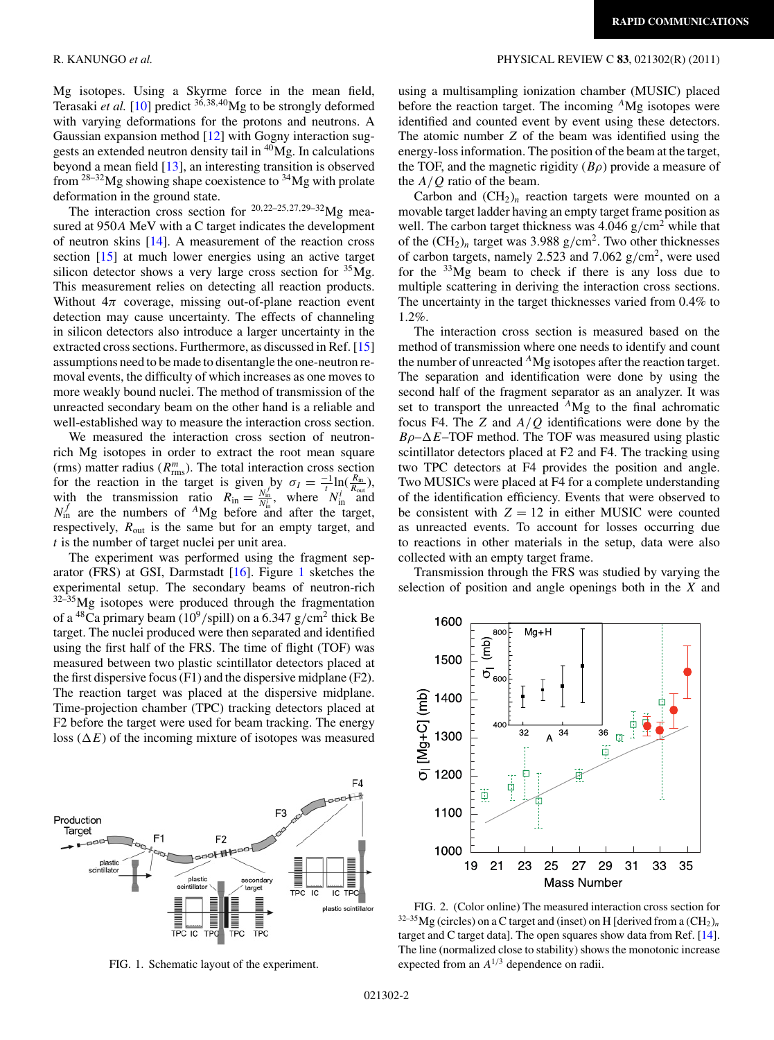Mg isotopes. Using a Skyrme force in the mean field, Terasaki *et al.* [10] predict $^{36,38,40}$Mg to be strongly deformed with varying deformations for the protons and neutrons. A Gaussian expansion method [12] with Gogny interaction suggests an extended neutron density tail in $^{40}$Mg. In calculations beyond a mean field [13], an interesting transition is observed from $^{28-32}$Mg showing shape coexistence to $^{34}$Mg with prolate deformation in the ground state.

The interaction cross section for $^{20,22-25,27,29-32}$Mg measured at 950$A$ MeV with a C target indicates the development of neutron skins [14]. A measurement of the reaction cross section [15] at much lower energies using an active target silicon detector shows a very large cross section for $^{35}$Mg. This measurement relies on detecting all reaction products. Without $4\pi$ coverage, missing out-of-plane reaction event detection may cause uncertainty. The effects of channeling in silicon detectors also introduce a larger uncertainty in the extracted cross sections. Furthermore, as discussed in Ref. [15] assumptions need to be made to disentangle the one-neutron removal events, the difficulty of which increases as one moves to more weakly bound nuclei. The method of transmission of the unreacted secondary beam on the other hand is a reliable and well-established way to measure the interaction cross section.

We measured the interaction cross section of neutron-rich Mg isotopes in order to extract the root mean square (rms) matter radius ($R^m_{\rm rms}$). The total interaction cross section for the reaction in the target is given by $\sigma_I = \frac{-1}{t}\ln(\frac{R_{\rm in}}{R_{\rm out}})$, with the transmission ratio $R_{\rm in} = \frac{N^f_{\rm in}}{N^i_{\rm in}}$, where $N^i_{\rm in}$ and $N^f_{\rm in}$ are the numbers of $^A$Mg before and after the target, respectively, $R_{\rm out}$ is the same but for an empty target, and $t$ is the number of target nuclei per unit area.

The experiment was performed using the fragment separator (FRS) at GSI, Darmstadt [16]. Figure 1 sketches the experimental setup. The secondary beams of neutron-rich $^{32-35}$Mg isotopes were produced through the fragmentation of a $^{48}$Ca primary beam ($10^9$/spill) on a 6.347 g/cm$^2$ thick Be target. The nuclei produced were then separated and identified using the first half of the FRS. The time of flight (TOF) was measured between two plastic scintillator detectors placed at the first dispersive focus (F1) and the dispersive midplane (F2). The reaction target was placed at the dispersive midplane. Time-projection chamber (TPC) tracking detectors placed at F2 before the target were used for beam tracking. The energy loss ($\Delta E$) of the incoming mixture of isotopes was measured using a multisampling ionization chamber (MUSIC) placed before the reaction target. The incoming $^A$Mg isotopes were identified and counted event by event using these detectors. The atomic number $Z$ of the beam was identified using the energy-loss information. The position of the beam at the target, the TOF, and the magnetic rigidity ($B\rho$) provide a measure of the $A/Q$ ratio of the beam.

Carbon and $(CH_2)_n$ reaction targets were mounted on a movable target ladder having an empty target frame position as well. The carbon target thickness was 4.046 g/cm$^2$ while that of the $(CH_2)_n$ target was 3.988 g/cm$^2$. Two other thicknesses of carbon targets, namely 2.523 and 7.062 g/cm$^2$, were used for the $^{33}$Mg beam to check if there is any loss due to multiple scattering in deriving the interaction cross sections. The uncertainty in the target thicknesses varied from 0.4% to 1.2%.

The interaction cross section is measured based on the method of transmission where one needs to identify and count the number of unreacted $^A$Mg isotopes after the reaction target. The separation and identification were done by using the second half of the fragment separator as an analyzer. It was set to transport the unreacted $^A$Mg to the final achromatic focus F4. The $Z$ and $A/Q$ identifications were done by the $B\rho$–$\Delta E$–TOF method. The TOF was measured using plastic scintillator detectors placed at F2 and F4. The tracking using two TPC detectors at F4 provides the position and angle. Two MUSICs were placed at F4 for a complete understanding of the identification efficiency. Events that were observed to be consistent with $Z = 12$ in either MUSIC were counted as unreacted events. To account for losses occurring due to reactions in other materials in the setup, data were also collected with an empty target frame.

Transmission through the FRS was studied by varying the selection of position and angle openings both in the $X$ and

FIG. 1. Schematic layout of the experiment.

FIG. 2. (Color online) The measured interaction cross section for $^{32-35}$Mg (circles) on a C target and (inset) on H [derived from a $(CH_2)_n$ target and C target data]. The open squares show data from Ref. [14]. The line (normalized close to stability) shows the monotonic increase expected from an $A^{1/3}$ dependence on radii.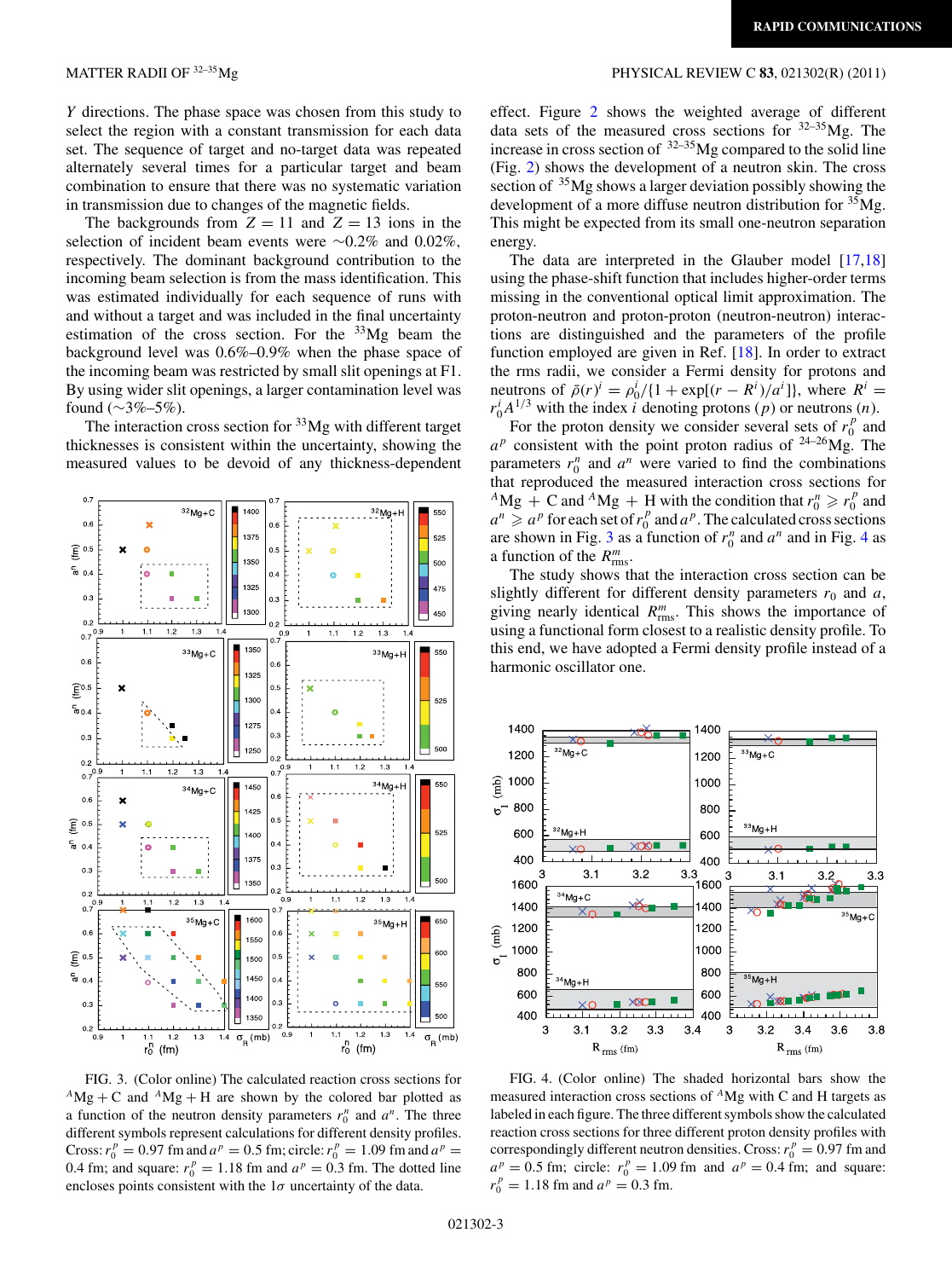$Y$ directions. The phase space was chosen from this study to select the region with a constant transmission for each data set. The sequence of target and no-target data was repeated alternately several times for a particular target and beam combination to ensure that there was no systematic variation in transmission due to changes of the magnetic fields.

The backgrounds from $Z = 11$ and $Z = 13$ ions in the selection of incident beam events were ~0.2% and 0.02%, respectively. The dominant background contribution to the incoming beam selection is from the mass identification. This was estimated individually for each sequence of runs with and without a target and was included in the final uncertainty estimation of the cross section. For the $^{33}$Mg beam the background level was 0.6%–0.9% when the phase space of the incoming beam was restricted by small slit openings at F1. By using wider slit openings, a larger contamination level was found (~3%–5%).

The interaction cross section for $^{33}$Mg with different target thicknesses is consistent within the uncertainty, showing the measured values to be devoid of any thickness-dependent effect. Figure 2 shows the weighted average of different data sets of the measured cross sections for $^{32-35}$Mg. The increase in cross section of $^{32-35}$Mg compared to the solid line (Fig. 2) shows the development of a neutron skin. The cross section of $^{35}$Mg shows a larger deviation possibly showing the development of a more diffuse neutron distribution for $^{35}$Mg. This might be expected from its small one-neutron separation energy.

The data are interpreted in the Glauber model [17,18] using the phase-shift function that includes higher-order terms missing in the conventional optical limit approximation. The proton-neutron and proton-proton (neutron-neutron) interactions are distinguished and the parameters of the profile function employed are given in Ref. [18]. In order to extract the rms radii, we consider a Fermi density for protons and neutrons of $\bar{\rho}(r)^i = \rho_0^i/\{1 + \exp[(r - R^i)/a^i]\}$, where $R^i = r_0^i A^{1/3}$ with the index $i$ denoting protons ($p$) or neutrons ($n$).

For the proton density we consider several sets of $r_0^p$ and $a^p$ consistent with the point proton radius of $^{24-26}$Mg. The parameters $r_0^n$ and $a^n$ were varied to find the combinations that reproduced the measured interaction cross sections for $^A$Mg + C and $^A$Mg + H with the condition that $r_0^n \geqslant r_0^p$ and $a^n \geqslant a^p$ for each set of $r_0^p$ and $a^p$. The calculated cross sections are shown in Fig. 3 as a function of $r_0^n$ and $a^n$ and in Fig. 4 as a function of the $R_{\rm rms}^m$.

The study shows that the interaction cross section can be slightly different for different density parameters $r_0$ and $a$, giving nearly identical $R_{\rm rms}^m$. This shows the importance of using a functional form closest to a realistic density profile. To this end, we have adopted a Fermi density profile instead of a harmonic oscillator one.

FIG. 3. (Color online) The calculated reaction cross sections for $^A$Mg + C and $^A$Mg + H are shown by the colored bar plotted as a function of the neutron density parameters $r_0^n$ and $a^n$. The three different symbols represent calculations for different density profiles. Cross: $r_0^p = 0.97$ fm and $a^p = 0.5$ fm; circle: $r_0^p = 1.09$ fm and $a^p = 0.4$ fm; and square: $r_0^p = 1.18$ fm and $a^p = 0.3$ fm. The dotted line encloses points consistent with the 1$\sigma$ uncertainty of the data.

FIG. 4. (Color online) The shaded horizontal bars show the measured interaction cross sections of $^A$Mg with C and H targets as labeled in each figure. The three different symbols show the calculated reaction cross sections for three different proton density profiles with correspondingly different neutron densities. Cross: $r_0^p = 0.97$ fm and $a^p = 0.5$ fm; circle: $r_0^p = 1.09$ fm and $a^p = 0.4$ fm; and square: $r_0^p = 1.18$ fm and $a^p = 0.3$ fm.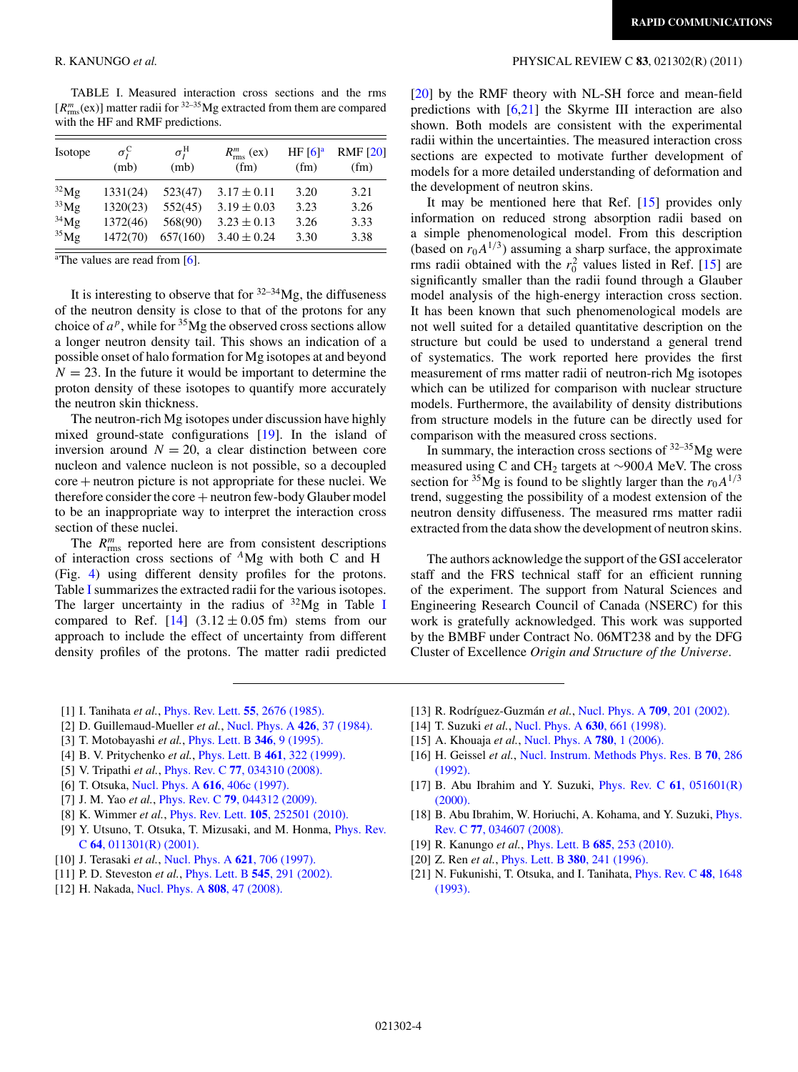TABLE I. Measured interaction cross sections and the rms [$R^m_{\rm rms}$(ex)] matter radii for $^{32-35}$Mg extracted from them are compared with the HF and RMF predictions.

| Isotope | $\sigma_I^{\rm C}$ (mb) | $\sigma_I^{\rm H}$ (mb) | $R^m_{\rm rms}$ (ex) (fm) | HF [6][a] (fm) | RMF [20] (fm) |
|---|---|---|---|---|---|
| $^{32}$Mg | 1331(24) | 523(47) | $3.17 \pm 0.11$ | 3.20 | 3.21 |
| $^{33}$Mg | 1320(23) | 552(45) | $3.19 \pm 0.03$ | 3.23 | 3.26 |
| $^{34}$Mg | 1372(46) | 568(90) | $3.23 \pm 0.13$ | 3.26 | 3.33 |
| $^{35}$Mg | 1472(70) | 657(160) | $3.40 \pm 0.24$ | 3.30 | 3.38 |

[a]The values are read from [6].

It is interesting to observe that for $^{32-34}$Mg, the diffuseness of the neutron density is close to that of the protons for any choice of $a^p$, while for $^{35}$Mg the observed cross sections allow a longer neutron density tail. This shows an indication of a possible onset of halo formation for Mg isotopes at and beyond $N = 23$. In the future it would be important to determine the proton density of these isotopes to quantify more accurately the neutron skin thickness.

The neutron-rich Mg isotopes under discussion have highly mixed ground-state configurations [19]. In the island of inversion around $N = 20$, a clear distinction between core nucleon and valence nucleon is not possible, so a decoupled core + neutron picture is not appropriate for these nuclei. We therefore consider the core + neutron few-body Glauber model to be an inappropriate way to interpret the interaction cross section of these nuclei.

The $R^m_{\rm rms}$ reported here are from consistent descriptions of interaction cross sections of $^A$Mg with both C and H (Fig. 4) using different density profiles for the protons. Table I summarizes the extracted radii for the various isotopes. The larger uncertainty in the radius of $^{32}$Mg in Table I compared to Ref. [14] ($3.12 \pm 0.05$ fm) stems from our approach to include the effect of uncertainty from different density profiles of the protons. The matter radii predicted [20] by the RMF theory with NL-SH force and mean-field predictions with [6,21] the Skyrme III interaction are also shown. Both models are consistent with the experimental radii within the uncertainties. The measured interaction cross sections are expected to motivate further development of models for a more detailed understanding of deformation and the development of neutron skins.

It may be mentioned here that Ref. [15] provides only information on reduced strong absorption radii based on a simple phenomenological model. From this description (based on $r_0 A^{1/3}$) assuming a sharp surface, the approximate rms radii obtained with the $r_0^2$ values listed in Ref. [15] are significantly smaller than the radii found through a Glauber model analysis of the high-energy interaction cross section. It has been known that such phenomenological models are not well suited for a detailed quantitative description on the structure but could be used to understand a general trend of systematics. The work reported here provides the first measurement of rms matter radii of neutron-rich Mg isotopes which can be utilized for comparison with nuclear structure models. Furthermore, the availability of density distributions from structure models in the future can be directly used for comparison with the measured cross sections.

In summary, the interaction cross sections of $^{32-35}$Mg were measured using C and $CH_2$ targets at $\sim$900$A$ MeV. The cross section for $^{35}$Mg is found to be slightly larger than the $r_0 A^{1/3}$ trend, suggesting the possibility of a modest extension of the neutron density diffuseness. The measured rms matter radii extracted from the data show the development of neutron skins.

The authors acknowledge the support of the GSI accelerator staff and the FRS technical staff for an efficient running of the experiment. The support from Natural Sciences and Engineering Research Council of Canada (NSERC) for this work is gratefully acknowledged. This work was supported by the BMBF under Contract No. 06MT238 and by the DFG Cluster of Excellence *Origin and Structure of the Universe*.

[1] I. Tanihata *et al.*, Phys. Rev. Lett. **55**, 2676 (1985).
[2] D. Guillemaud-Mueller *et al.*, Nucl. Phys. A **426**, 37 (1984).
[3] T. Motobayashi *et al.*, Phys. Lett. B **346**, 9 (1995).
[4] B. V. Pritychenko *et al.*, Phys. Lett. B **461**, 322 (1999).
[5] V. Tripathi *et al.*, Phys. Rev. C **77**, 034310 (2008).
[6] T. Otsuka, Nucl. Phys. A **616**, 406c (1997).
[7] J. M. Yao *et al.*, Phys. Rev. C **79**, 044312 (2009).
[8] K. Wimmer *et al.*, Phys. Rev. Lett. **105**, 252501 (2010).
[9] Y. Utsuno, T. Otsuka, T. Mizusaki, and M. Honma, Phys. Rev. C **64**, 011301(R) (2001).
[10] J. Terasaki *et al.*, Nucl. Phys. A **621**, 706 (1997).
[11] P. D. Stevenson *et al.*, Phys. Lett. B **545**, 291 (2002).
[12] H. Nakada, Nucl. Phys. A **808**, 47 (2008).
[13] R. Rodríguez-Guzmán *et al.*, Nucl. Phys. A **709**, 201 (2002).
[14] T. Suzuki *et al.*, Nucl. Phys. A **630**, 661 (1998).
[15] A. Khouaja *et al.*, Nucl. Phys. A **780**, 1 (2006).
[16] H. Geissel *et al.*, Nucl. Instrum. Methods Phys. Res. B **70**, 286 (1992).
[17] B. Abu Ibrahim and Y. Suzuki, Phys. Rev. C **61**, 051601(R) (2000).
[18] B. Abu Ibrahim, W. Horiuchi, A. Kohama, and Y. Suzuki, Phys. Rev. C **77**, 034607 (2008).
[19] R. Kanungo *et al.*, Phys. Lett. B **685**, 253 (2010).
[20] Z. Ren *et al.*, Phys. Lett. B **380**, 241 (1996).
[21] N. Fukunishi, T. Otsuka, and I. Tanihata, Phys. Rev. C **48**, 1648 (1993).